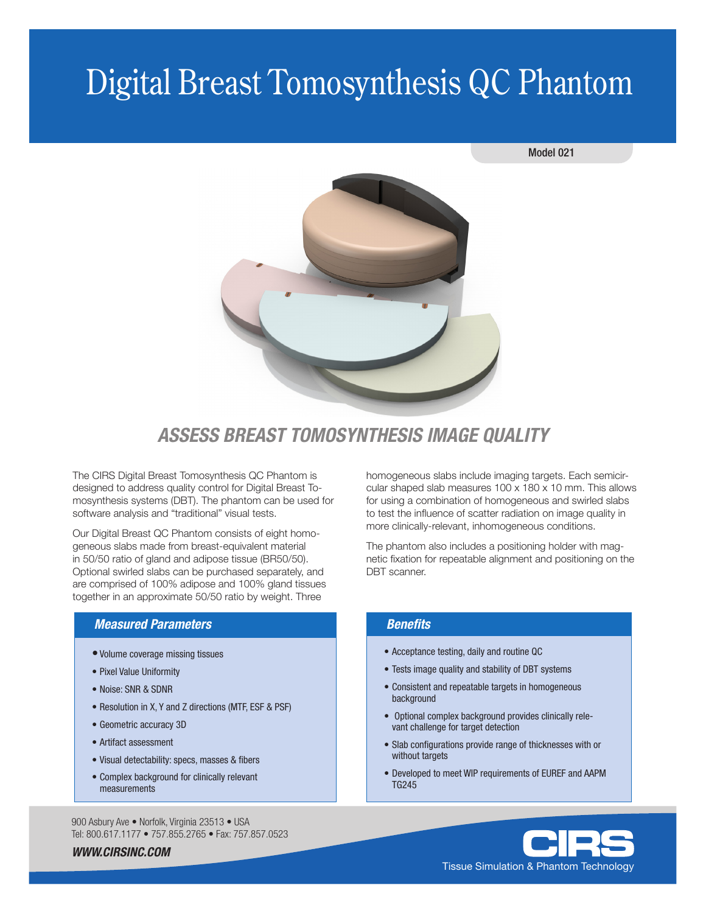# Digital Breast Tomosynthesis QC Phantom

Model 021

## ASSESS BREAST TOMOSYNTHESIS IMAGE QUALITY

The CIRS Digital Breast Tomosynthesis QC Phantom is designed to address quality control for Digital Breast Tomosynthesis systems (DBT). The phantom can be used for software analysis and "traditional" visual tests.

Our Digital Breast QC Phantom consists of eight homogeneous slabs made from breast-equivalent material in 50/50 ratio of gland and adipose tissue (BR50/50). Optional swirled slabs can be purchased separately, and are comprised of 100% adipose and 100% gland tissues together in an approximate 50/50 ratio by weight. Three homogeneous slabs include imaging targets. Each semicircular shaped slab measures 100 x 180 x 10 mm. This allows for using a combination of homogeneous and swirled slabs to test the influence of scatter radiation on image quality in more clinically-relevant, inhomogeneous conditions.

The phantom also includes a positioning holder with magnetic fixation for repeatable alignment and positioning on the DBT scanner.

### Measured Parameters

- Volume coverage missing tissues
- Pixel Value Uniformity
- Noise: SNR & SDNR
- Resolution in X, Y and Z directions (MTF, ESF & PSF)
- Geometric accuracy 3D
- Artifact assessment
- Visual detectability: specs, masses & fibers
- Complex background for clinically relevant measurements

### Benefits

- Acceptance testing, daily and routine QC
- Tests image quality and stability of DBT systems
- Consistent and repeatable targets in homogeneous background
- Optional complex background provides clinically relevant challenge for target detection
- Slab configurations provide range of thicknesses with or without targets
- Developed to meet WIP requirements of EUREF and AAPM TG245

900 Asbury Ave • Norfolk, Virginia 23513 • USA
Tel: 800.617.1177 • 757.855.2765 • Fax: 757.857.0523

***WWW.CIRSINC.COM***

CIRS
Tissue Simulation & Phantom Technology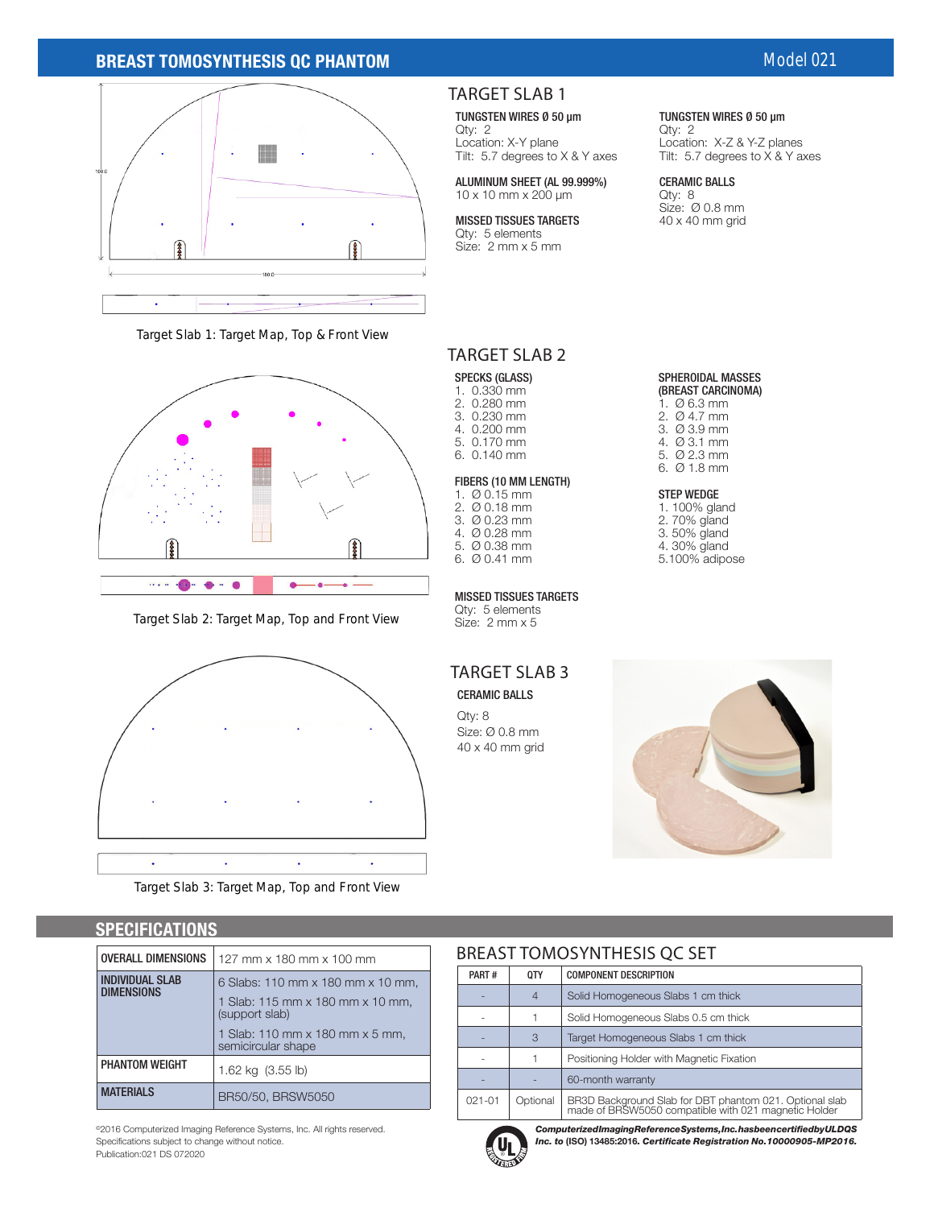# BREAST TOMOSYNTHESIS QC PHANTOM

Model 021

100.0

180.0

Target Slab 1: Target Map, Top & Front View

## TARGET SLAB 1

**TUNGSTEN WIRES Ø 50 µm**
Qty: 2
Location: X-Y plane
Tilt: 5.7 degrees to X & Y axes

**ALUMINUM SHEET (AL 99.999%)**
10 x 10 mm x 200 µm

**MISSED TISSUES TARGETS**
Qty: 5 elements
Size: 2 mm x 5 mm

**TUNGSTEN WIRES Ø 50 µm**
Qty: 2
Location: X-Z & Y-Z planes
Tilt: 5.7 degrees to X & Y axes

**CERAMIC BALLS**
Qty: 8
Size: Ø 0.8 mm
40 x 40 mm grid

Target Slab 2: Target Map, Top and Front View

## TARGET SLAB 2

**SPECKS (GLASS)**
1. 0.330 mm
2. 0.280 mm
3. 0.230 mm
4. 0.200 mm
5. 0.170 mm
6. 0.140 mm

**FIBERS (10 MM LENGTH)**
1. Ø 0.15 mm
2. Ø 0.18 mm
3. Ø 0.23 mm
4. Ø 0.28 mm
5. Ø 0.38 mm
6. Ø 0.41 mm

**MISSED TISSUES TARGETS**
Qty: 5 elements
Size: 2 mm x 5

**SPHEROIDAL MASSES (BREAST CARCINOMA)**
1. Ø 6.3 mm
2. Ø 4.7 mm
3. Ø 3.9 mm
4. Ø 3.1 mm
5. Ø 2.3 mm
6. Ø 1.8 mm

**STEP WEDGE**
1. 100% gland
2. 70% gland
3. 50% gland
4. 30% gland
5. 100% adipose

Target Slab 3: Target Map, Top and Front View

## TARGET SLAB 3

**CERAMIC BALLS**

Qty: 8
Size: Ø 0.8 mm
40 x 40 mm grid

## SPECIFICATIONS

| | |
|---|---|
| **OVERALL DIMENSIONS** | 127 mm x 180 mm x 100 mm |
| **INDIVIDUAL SLAB DIMENSIONS** | 6 Slabs: 110 mm x 180 mm x 10 mm, 1 Slab: 115 mm x 180 mm x 10 mm, (support slab) 1 Slab: 110 mm x 180 mm x 5 mm, semicircular shape |
| **PHANTOM WEIGHT** | 1.62 kg (3.55 lb) |
| **MATERIALS** | BR50/50, BRSW5050 |

©2016 Computerized Imaging Reference Systems, Inc. All rights reserved.
Specifications subject to change without notice.
Publication:021 DS 072020

## BREAST TOMOSYNTHESIS QC SET

| PART # | QTY | COMPONENT DESCRIPTION |
|---|---|---|
| - | 4 | Solid Homogeneous Slabs 1 cm thick |
| - | 1 | Solid Homogeneous Slabs 0.5 cm thick |
| - | 3 | Target Homogeneous Slabs 1 cm thick |
| - | 1 | Positioning Holder with Magnetic Fixation |
| - | - | 60-month warranty |
| 021-01 | Optional | BR3D Background Slab for DBT phantom 021. Optional slab made of BRSW5050 compatible with 021 magnetic Holder |

***ComputerizedImagingReferenceSystems,Inc.hasbeencertifiedbyULDQS Inc. to* (ISO) 13485:2016. *Certificate Registration No.10000905-MP2016.***